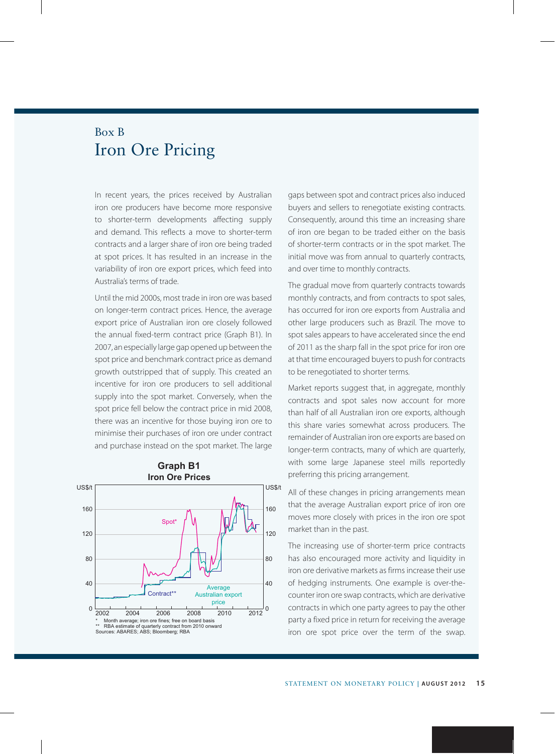## Box B

# Iron Ore Pricing

In recent years, the prices received by Australian iron ore producers have become more responsive to shorter-term developments affecting supply and demand. This reflects a move to shorter-term contracts and a larger share of iron ore being traded at spot prices. It has resulted in an increase in the variability of iron ore export prices, which feed into Australia's terms of trade.

Until the mid 2000s, most trade in iron ore was based on longer-term contract prices. Hence, the average export price of Australian iron ore closely followed the annual fixed-term contract price (Graph B1). In 2007, an especially large gap opened up between the spot price and benchmark contract price as demand growth outstripped that of supply. This created an incentive for iron ore producers to sell additional supply into the spot market. Conversely, when the spot price fell below the contract price in mid 2008, there was an incentive for those buying iron ore to minimise their purchases of iron ore under contract and purchase instead on the spot market. The large gaps between spot and contract prices also induced buyers and sellers to renegotiate existing contracts. Consequently, around this time an increasing share of iron ore began to be traded either on the basis of shorter-term contracts or in the spot market. The initial move was from annual to quarterly contracts, and over time to monthly contracts.

**Graph B1**
**Iron Ore Prices**

\* Month average; iron ore fines; free on board basis
\*\* RBA estimate of quarterly contract from 2010 onward
Sources: ABARES; ABS; Bloomberg; RBA

The gradual move from quarterly contracts towards monthly contracts, and from contracts to spot sales, has occurred for iron ore exports from Australia and other large producers such as Brazil. The move to spot sales appears to have accelerated since the end of 2011 as the sharp fall in the spot price for iron ore at that time encouraged buyers to push for contracts to be renegotiated to shorter terms.

Market reports suggest that, in aggregate, monthly contracts and spot sales now account for more than half of all Australian iron ore exports, although this share varies somewhat across producers. The remainder of Australian iron ore exports are based on longer-term contracts, many of which are quarterly, with some large Japanese steel mills reportedly preferring this pricing arrangement.

All of these changes in pricing arrangements mean that the average Australian export price of iron ore moves more closely with prices in the iron ore spot market than in the past.

The increasing use of shorter-term price contracts has also encouraged more activity and liquidity in iron ore derivative markets as firms increase their use of hedging instruments. One example is over-the-counter iron ore swap contracts, which are derivative contracts in which one party agrees to pay the other party a fixed price in return for receiving the average iron ore spot price over the term of the swap.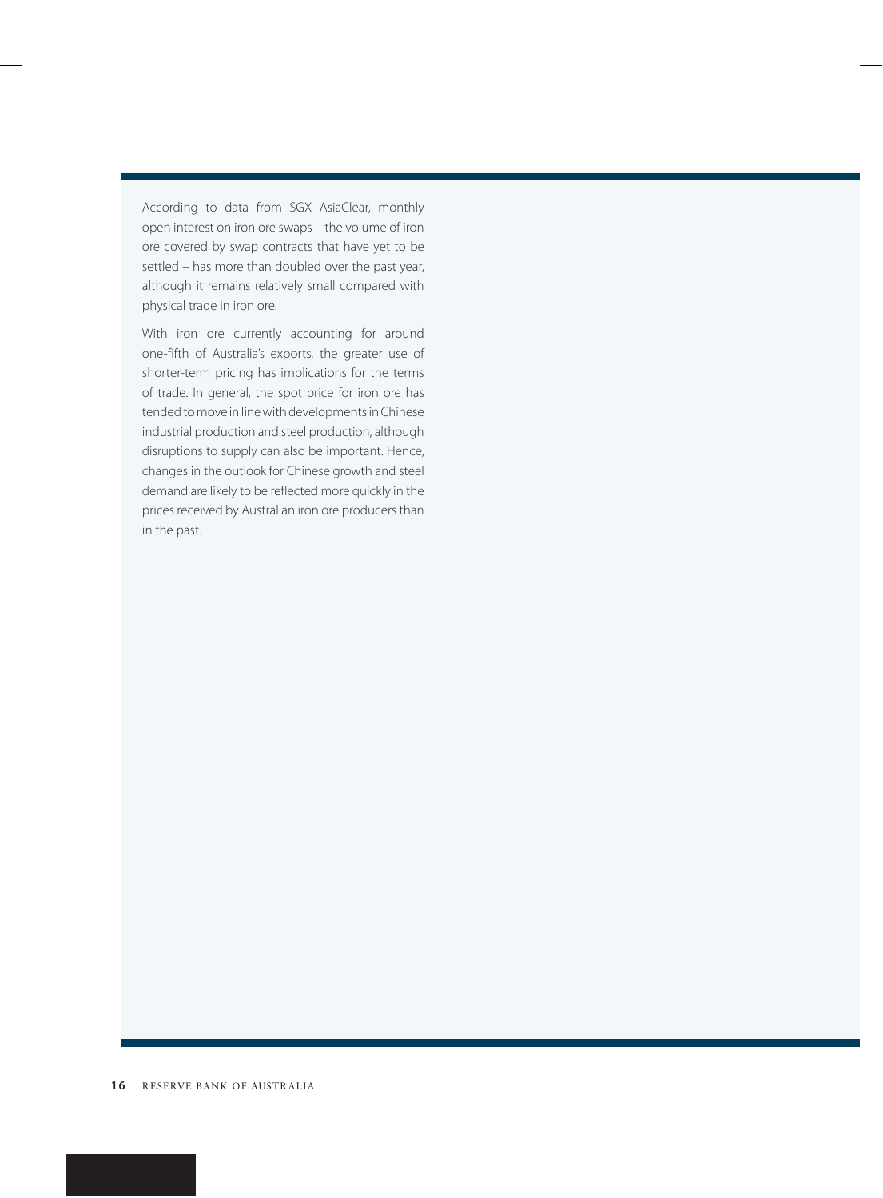According to data from SGX AsiaClear, monthly open interest on iron ore swaps – the volume of iron ore covered by swap contracts that have yet to be settled – has more than doubled over the past year, although it remains relatively small compared with physical trade in iron ore.

With iron ore currently accounting for around one-fifth of Australia's exports, the greater use of shorter-term pricing has implications for the terms of trade. In general, the spot price for iron ore has tended to move in line with developments in Chinese industrial production and steel production, although disruptions to supply can also be important. Hence, changes in the outlook for Chinese growth and steel demand are likely to be reflected more quickly in the prices received by Australian iron ore producers than in the past.